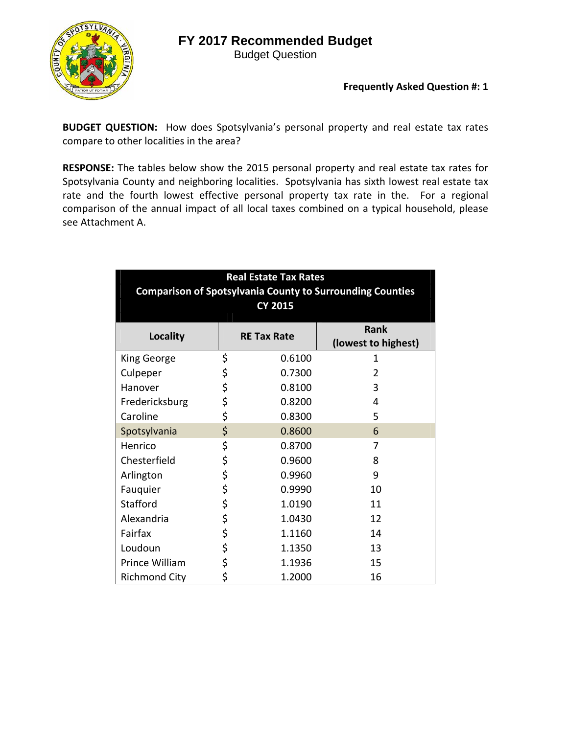# FY 2017 Recommended Budget

Budget Question

**Frequently Asked Question #: 1**

**BUDGET QUESTION:** How does Spotsylvania's personal property and real estate tax rates compare to other localities in the area?

**RESPONSE:** The tables below show the 2015 personal property and real estate tax rates for Spotsylvania County and neighboring localities. Spotsylvania has sixth lowest real estate tax rate and the fourth lowest effective personal property tax rate in the. For a regional comparison of the annual impact of all local taxes combined on a typical household, please see Attachment A.

| Real Estate Tax Rates<br>Comparison of Spotsylvania County to Surrounding Counties<br>CY 2015 | | |
|---|---|---|
| **Locality** | **RE Tax Rate** | **Rank (lowest to highest)** |
| King George | $ 0.6100 | 1 |
| Culpeper | $ 0.7300 | 2 |
| Hanover | $ 0.8100 | 3 |
| Fredericksburg | $ 0.8200 | 4 |
| Caroline | $ 0.8300 | 5 |
| Spotsylvania | $ 0.8600 | 6 |
| Henrico | $ 0.8700 | 7 |
| Chesterfield | $ 0.9600 | 8 |
| Arlington | $ 0.9960 | 9 |
| Fauquier | $ 0.9990 | 10 |
| Stafford | $ 1.0190 | 11 |
| Alexandria | $ 1.0430 | 12 |
| Fairfax | $ 1.1160 | 14 |
| Loudoun | $ 1.1350 | 13 |
| Prince William | $ 1.1936 | 15 |
| Richmond City | $ 1.2000 | 16 |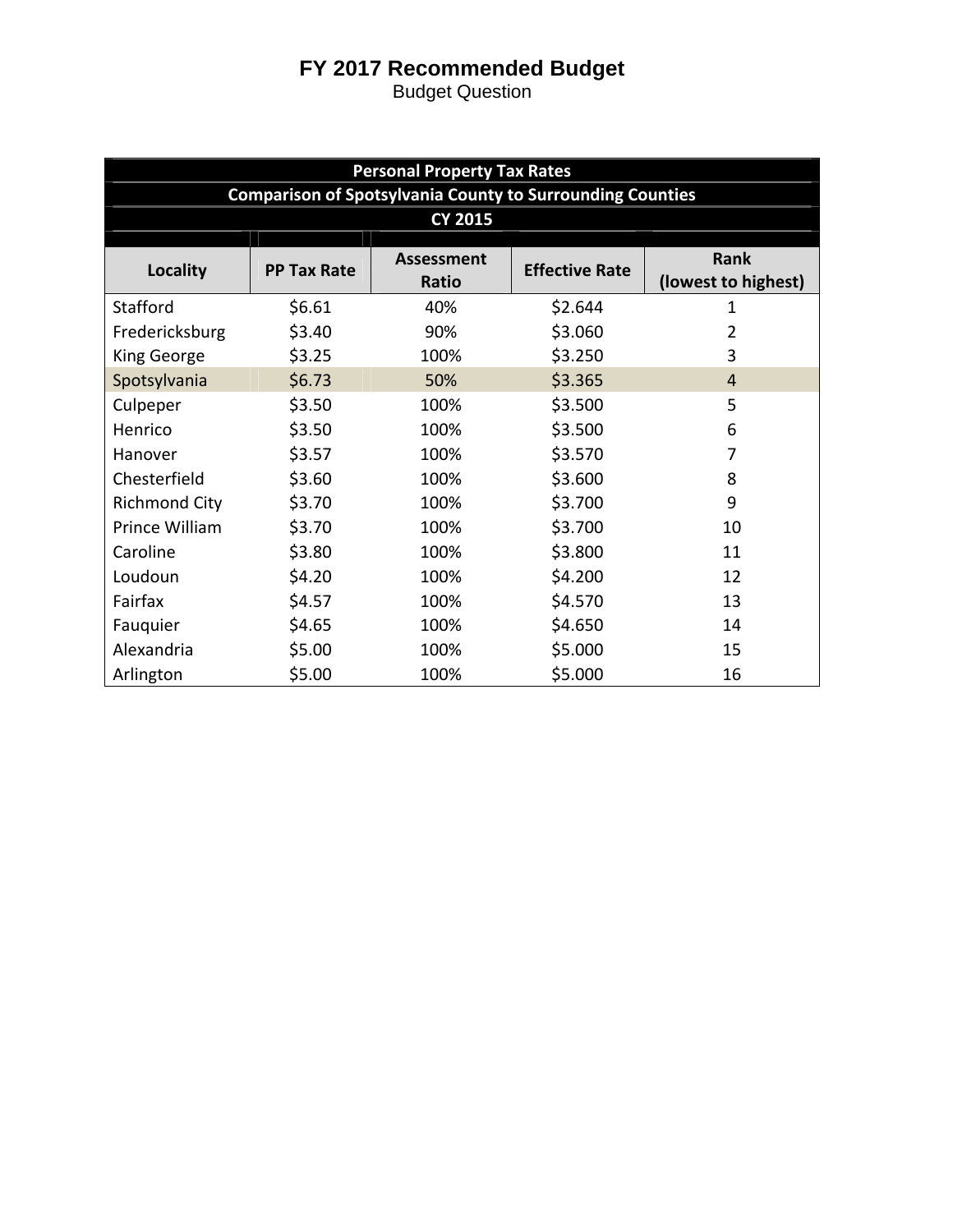# FY 2017 Recommended Budget

Budget Question

| Personal Property Tax Rates | | | | |
|---|---|---|---|---|
| Comparison of Spotsylvania County to Surrounding Counties | | | | |
| CY 2015 | | | | |
| **Locality** | **PP Tax Rate** | **Assessment Ratio** | **Effective Rate** | **Rank (lowest to highest)** |
| Stafford | $6.61 | 40% | $2.644 | 1 |
| Fredericksburg | $3.40 | 90% | $3.060 | 2 |
| King George | $3.25 | 100% | $3.250 | 3 |
| Spotsylvania | $6.73 | 50% | $3.365 | 4 |
| Culpeper | $3.50 | 100% | $3.500 | 5 |
| Henrico | $3.50 | 100% | $3.500 | 6 |
| Hanover | $3.57 | 100% | $3.570 | 7 |
| Chesterfield | $3.60 | 100% | $3.600 | 8 |
| Richmond City | $3.70 | 100% | $3.700 | 9 |
| Prince William | $3.70 | 100% | $3.700 | 10 |
| Caroline | $3.80 | 100% | $3.800 | 11 |
| Loudoun | $4.20 | 100% | $4.200 | 12 |
| Fairfax | $4.57 | 100% | $4.570 | 13 |
| Fauquier | $4.65 | 100% | $4.650 | 14 |
| Alexandria | $5.00 | 100% | $5.000 | 15 |
| Arlington | $5.00 | 100% | $5.000 | 16 |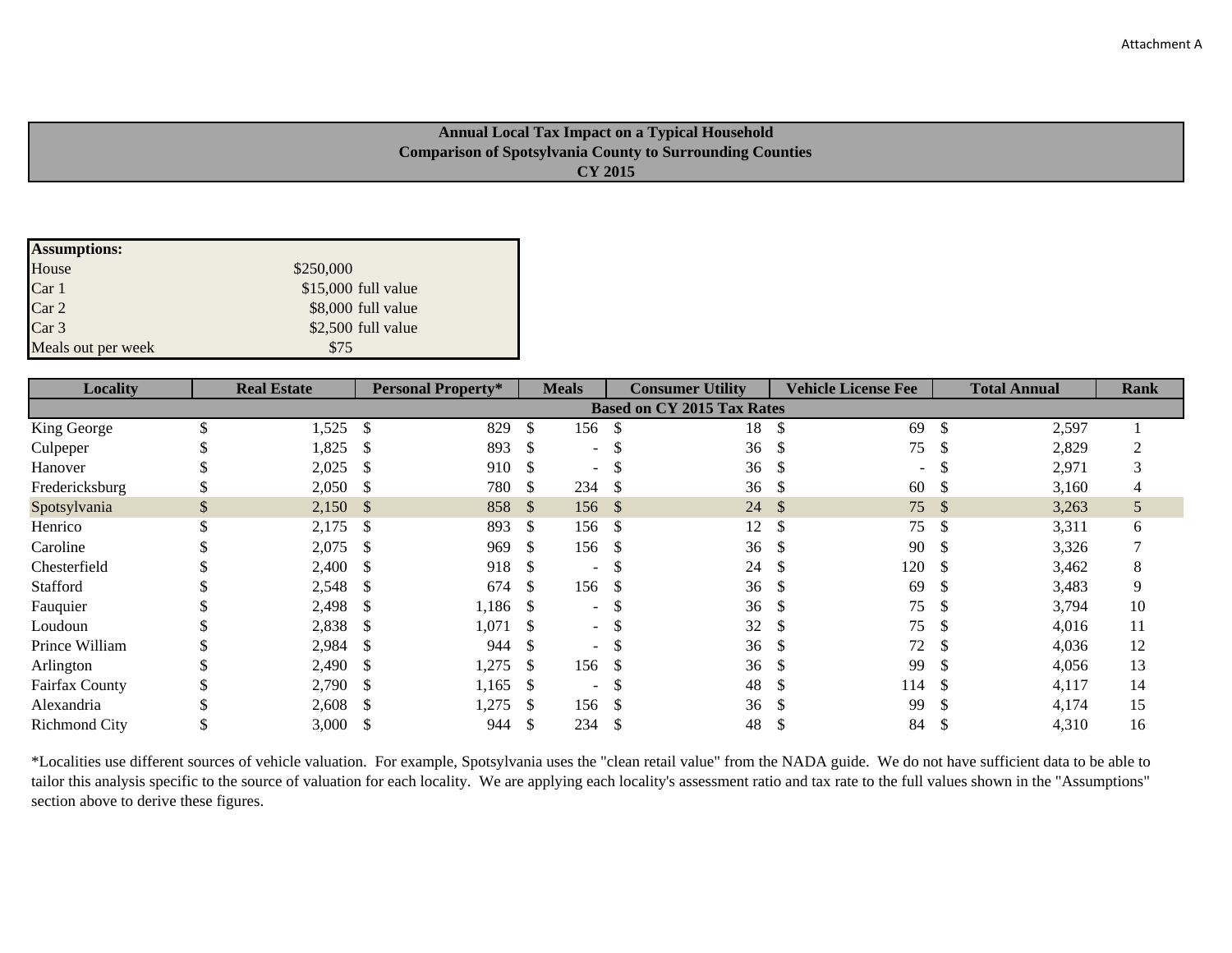Attachment A

**Annual Local Tax Impact on a Typical Household**
**Comparison of Spotsylvania County to Surrounding Counties**
**CY 2015**

| **Assumptions:** | | |
|---|---|---|
| House | $250,000 | |
| Car 1 | $15,000 | full value |
| Car 2 | $8,000 | full value |
| Car 3 | $2,500 | full value |
| Meals out per week | $75 | |

| Locality | Real Estate | Personal Property* | Meals | Consumer Utility | Vehicle License Fee | Total Annual | Rank |
|---|---|---|---|---|---|---|---|
| **Based on CY 2015 Tax Rates** | | | | | | | |
| King George | $ 1,525 | $ 829 | $ 156 | $ 18 | $ 69 | $ 2,597 | 1 |
| Culpeper | $ 1,825 | $ 893 | $ - | $ 36 | $ 75 | $ 2,829 | 2 |
| Hanover | $ 2,025 | $ 910 | $ - | $ 36 | $ - | $ 2,971 | 3 |
| Fredericksburg | $ 2,050 | $ 780 | $ 234 | $ 36 | $ 60 | $ 3,160 | 4 |
| Spotsylvania | $ 2,150 | $ 858 | $ 156 | $ 24 | $ 75 | $ 3,263 | 5 |
| Henrico | $ 2,175 | $ 893 | $ 156 | $ 12 | $ 75 | $ 3,311 | 6 |
| Caroline | $ 2,075 | $ 969 | $ 156 | $ 36 | $ 90 | $ 3,326 | 7 |
| Chesterfield | $ 2,400 | $ 918 | $ - | $ 24 | $ 120 | $ 3,462 | 8 |
| Stafford | $ 2,548 | $ 674 | $ 156 | $ 36 | $ 69 | $ 3,483 | 9 |
| Fauquier | $ 2,498 | $ 1,186 | $ - | $ 36 | $ 75 | $ 3,794 | 10 |
| Loudoun | $ 2,838 | $ 1,071 | $ - | $ 32 | $ 75 | $ 4,016 | 11 |
| Prince William | $ 2,984 | $ 944 | $ - | $ 36 | $ 72 | $ 4,036 | 12 |
| Arlington | $ 2,490 | $ 1,275 | $ 156 | $ 36 | $ 99 | $ 4,056 | 13 |
| Fairfax County | $ 2,790 | $ 1,165 | $ - | $ 48 | $ 114 | $ 4,117 | 14 |
| Alexandria | $ 2,608 | $ 1,275 | $ 156 | $ 36 | $ 99 | $ 4,174 | 15 |
| Richmond City | $ 3,000 | $ 944 | $ 234 | $ 48 | $ 84 | $ 4,310 | 16 |

*Localities use different sources of vehicle valuation. For example, Spotsylvania uses the "clean retail value" from the NADA guide. We do not have sufficient data to be able to tailor this analysis specific to the source of valuation for each locality. We are applying each locality's assessment ratio and tax rate to the full values shown in the "Assumptions" section above to derive these figures.